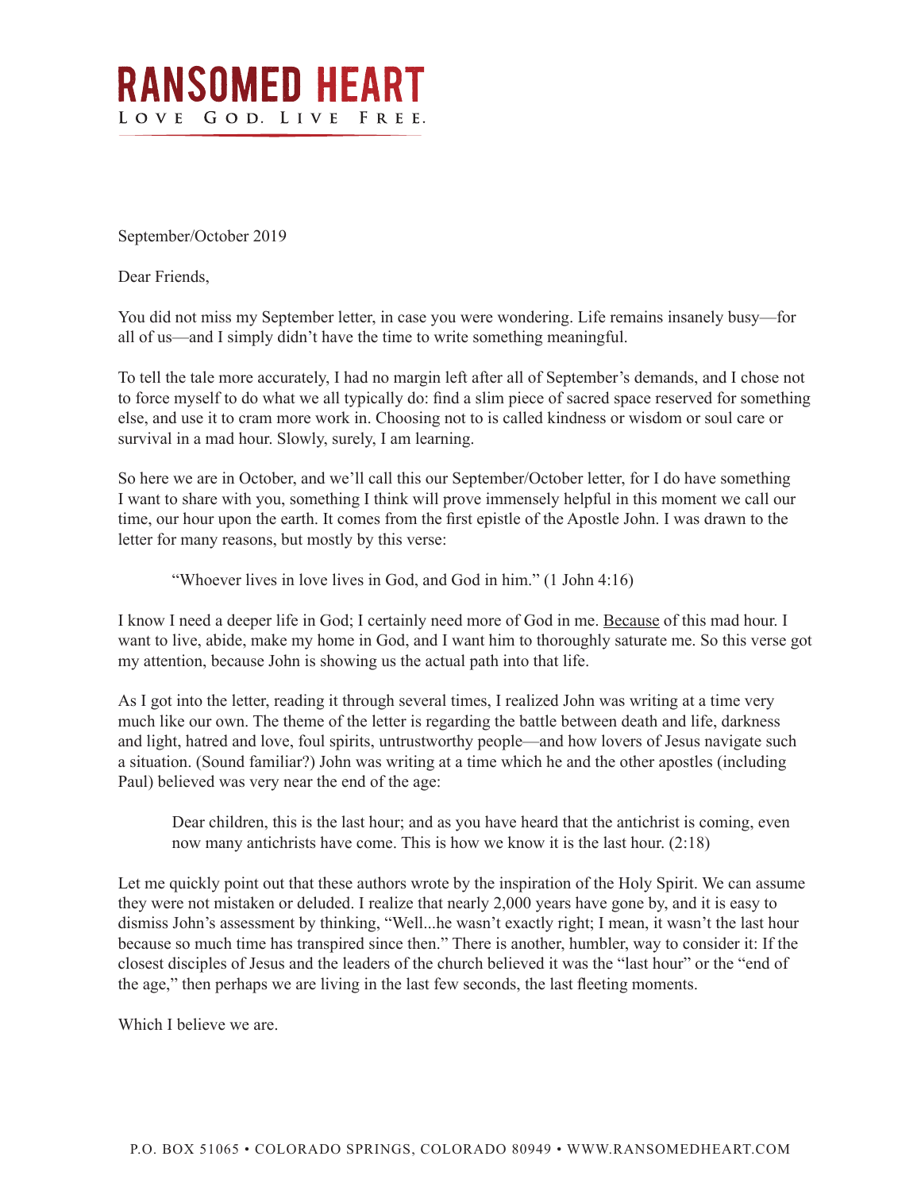# RANSOMED HEART

LOVE GOD. LIVE FREE.

September/October 2019

Dear Friends,

You did not miss my September letter, in case you were wondering. Life remains insanely busy—for all of us—and I simply didn't have the time to write something meaningful.

To tell the tale more accurately, I had no margin left after all of September's demands, and I chose not to force myself to do what we all typically do: find a slim piece of sacred space reserved for something else, and use it to cram more work in. Choosing not to is called kindness or wisdom or soul care or survival in a mad hour. Slowly, surely, I am learning.

So here we are in October, and we'll call this our September/October letter, for I do have something I want to share with you, something I think will prove immensely helpful in this moment we call our time, our hour upon the earth. It comes from the first epistle of the Apostle John. I was drawn to the letter for many reasons, but mostly by this verse:

> "Whoever lives in love lives in God, and God in him." (1 John 4:16)

I know I need a deeper life in God; I certainly need more of God in me. <u>Because</u> of this mad hour. I want to live, abide, make my home in God, and I want him to thoroughly saturate me. So this verse got my attention, because John is showing us the actual path into that life.

As I got into the letter, reading it through several times, I realized John was writing at a time very much like our own. The theme of the letter is regarding the battle between death and life, darkness and light, hatred and love, foul spirits, untrustworthy people—and how lovers of Jesus navigate such a situation. (Sound familiar?) John was writing at a time which he and the other apostles (including Paul) believed was very near the end of the age:

> Dear children, this is the last hour; and as you have heard that the antichrist is coming, even now many antichrists have come. This is how we know it is the last hour. (2:18)

Let me quickly point out that these authors wrote by the inspiration of the Holy Spirit. We can assume they were not mistaken or deluded. I realize that nearly 2,000 years have gone by, and it is easy to dismiss John's assessment by thinking, "Well...he wasn't exactly right; I mean, it wasn't the last hour because so much time has transpired since then." There is another, humbler, way to consider it: If the closest disciples of Jesus and the leaders of the church believed it was the "last hour" or the "end of the age," then perhaps we are living in the last few seconds, the last fleeting moments.

Which I believe we are.

P.O. BOX 51065 • COLORADO SPRINGS, COLORADO 80949 • WWW.RANSOMEDHEART.COM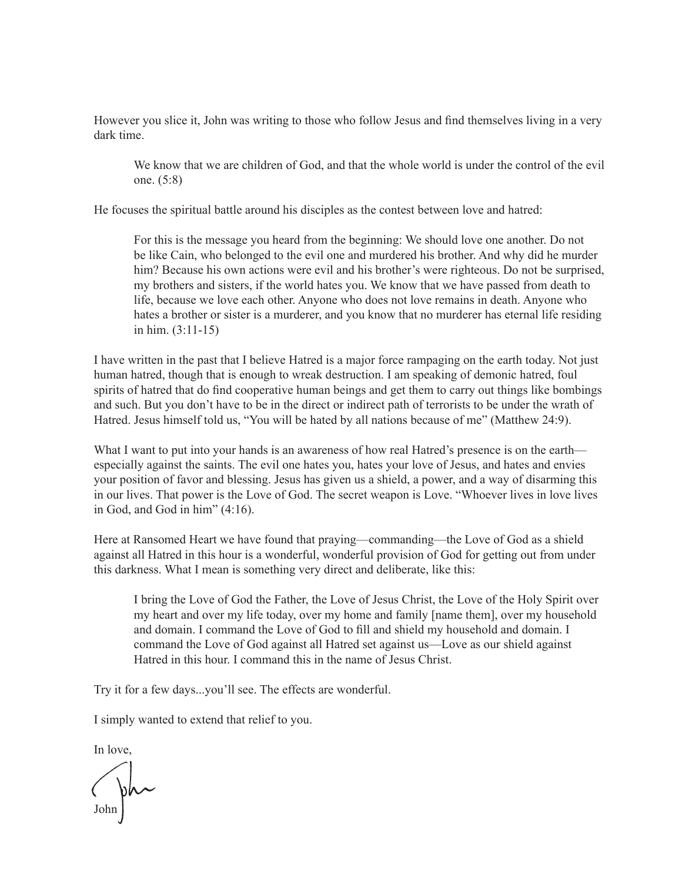However you slice it, John was writing to those who follow Jesus and find themselves living in a very dark time.

> We know that we are children of God, and that the whole world is under the control of the evil one. (5:8)

He focuses the spiritual battle around his disciples as the contest between love and hatred:

> For this is the message you heard from the beginning: We should love one another. Do not be like Cain, who belonged to the evil one and murdered his brother. And why did he murder him? Because his own actions were evil and his brother's were righteous. Do not be surprised, my brothers and sisters, if the world hates you. We know that we have passed from death to life, because we love each other. Anyone who does not love remains in death. Anyone who hates a brother or sister is a murderer, and you know that no murderer has eternal life residing in him. (3:11-15)

I have written in the past that I believe Hatred is a major force rampaging on the earth today. Not just human hatred, though that is enough to wreak destruction. I am speaking of demonic hatred, foul spirits of hatred that do find cooperative human beings and get them to carry out things like bombings and such. But you don't have to be in the direct or indirect path of terrorists to be under the wrath of Hatred. Jesus himself told us, "You will be hated by all nations because of me" (Matthew 24:9).

What I want to put into your hands is an awareness of how real Hatred's presence is on the earth—especially against the saints. The evil one hates you, hates your love of Jesus, and hates and envies your position of favor and blessing. Jesus has given us a shield, a power, and a way of disarming this in our lives. That power is the Love of God. The secret weapon is Love. "Whoever lives in love lives in God, and God in him" (4:16).

Here at Ransomed Heart we have found that praying—commanding—the Love of God as a shield against all Hatred in this hour is a wonderful, wonderful provision of God for getting out from under this darkness. What I mean is something very direct and deliberate, like this:

> I bring the Love of God the Father, the Love of Jesus Christ, the Love of the Holy Spirit over my heart and over my life today, over my home and family [name them], over my household and domain. I command the Love of God to fill and shield my household and domain. I command the Love of God against all Hatred set against us—Love as our shield against Hatred in this hour. I command this in the name of Jesus Christ.

Try it for a few days...you'll see. The effects are wonderful.

I simply wanted to extend that relief to you.

In love,

John